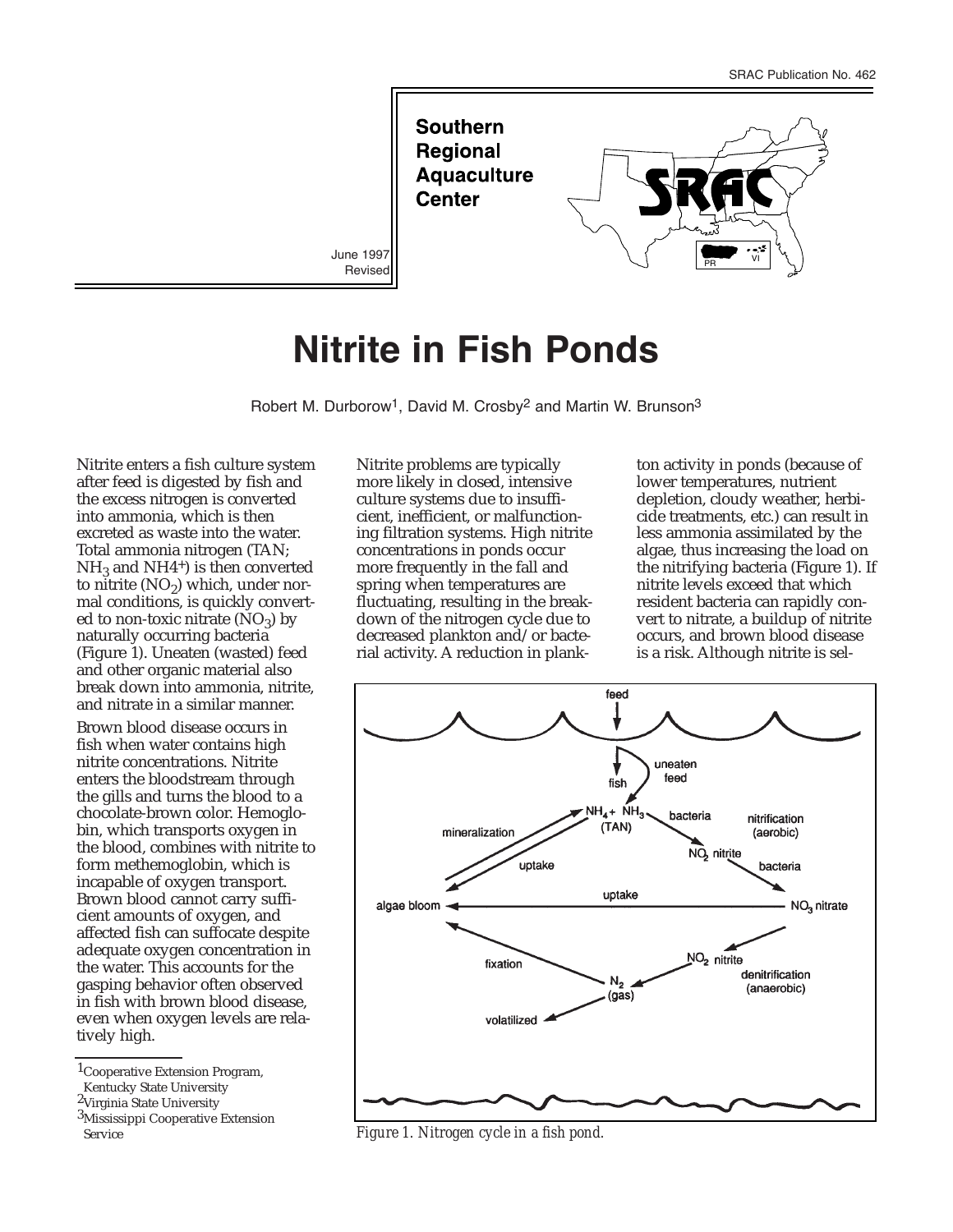SRAC Publication No. 462

**Southern Regional Aquaculture Center**

June 1997
Revised

# Nitrite in Fish Ponds

Robert M. Durborow[1], David M. Crosby[2] and Martin W. Brunson[3]

Nitrite enters a fish culture system after feed is digested by fish and the excess nitrogen is converted into ammonia, which is then excreted as waste into the water. Total ammonia nitrogen (TAN; $NH_3$ and $NH4^+$) is then converted to nitrite ($NO_2$) which, under normal conditions, is quickly converted to non-toxic nitrate ($NO_3$) by naturally occurring bacteria (Figure 1). Uneaten (wasted) feed and other organic material also break down into ammonia, nitrite, and nitrate in a similar manner.

Brown blood disease occurs in fish when water contains high nitrite concentrations. Nitrite enters the bloodstream through the gills and turns the blood to a chocolate-brown color. Hemoglobin, which transports oxygen in the blood, combines with nitrite to form methemoglobin, which is incapable of oxygen transport. Brown blood cannot carry sufficient amounts of oxygen, and affected fish can suffocate despite adequate oxygen concentration in the water. This accounts for the gasping behavior often observed in fish with brown blood disease, even when oxygen levels are relatively high.

Nitrite problems are typically more likely in closed, intensive culture systems due to insufficient, inefficient, or malfunctioning filtration systems. High nitrite concentrations in ponds occur more frequently in the fall and spring when temperatures are fluctuating, resulting in the breakdown of the nitrogen cycle due to decreased plankton and/or bacterial activity. A reduction in plankton activity in ponds (because of lower temperatures, nutrient depletion, cloudy weather, herbicide treatments, etc.) can result in less ammonia assimilated by the algae, thus increasing the load on the nitrifying bacteria (Figure 1). If nitrite levels exceed that which resident bacteria can rapidly convert to nitrate, a buildup of nitrite occurs, and brown blood disease is a risk. Although nitrite is sel-

*Figure 1. Nitrogen cycle in a fish pond.*

[1]Cooperative Extension Program, Kentucky State University
[2]Virginia State University
[3]Mississippi Cooperative Extension Service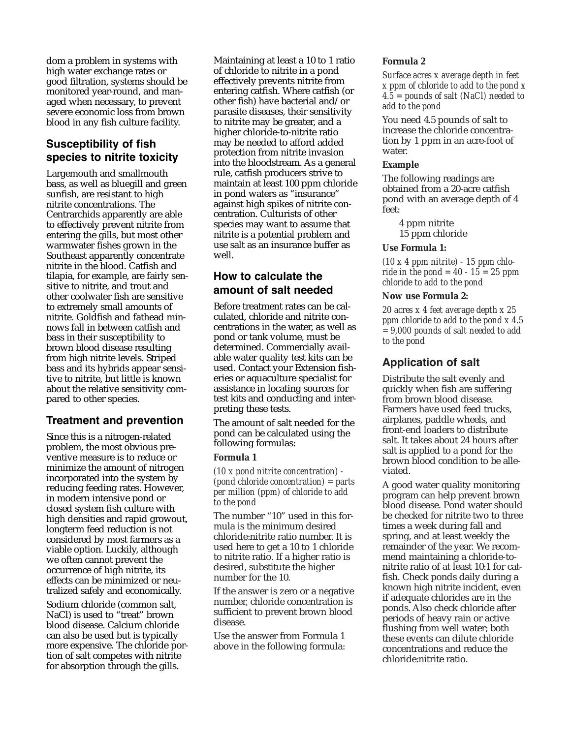dom a problem in systems with high water exchange rates or good filtration, systems should be monitored year-round, and managed when necessary, to prevent severe economic loss from brown blood in any fish culture facility.

## Susceptibility of fish species to nitrite toxicity

Largemouth and smallmouth bass, as well as bluegill and green sunfish, are resistant to high nitrite concentrations. The Centrarchids apparently are able to effectively prevent nitrite from entering the gills, but most other warmwater fishes grown in the Southeast apparently concentrate nitrite in the blood. Catfish and tilapia, for example, are fairly sensitive to nitrite, and trout and other coolwater fish are sensitive to extremely small amounts of nitrite. Goldfish and fathead minnows fall in between catfish and bass in their susceptibility to brown blood disease resulting from high nitrite levels. Striped bass and its hybrids appear sensitive to nitrite, but little is known about the relative sensitivity compared to other species.

## Treatment and prevention

Since this is a nitrogen-related problem, the most obvious preventive measure is to reduce or minimize the amount of nitrogen incorporated into the system by reducing feeding rates. However, in modern intensive pond or closed system fish culture with high densities and rapid growout, longterm feed reduction is not considered by most farmers as a viable option. Luckily, although we often cannot prevent the occurrence of high nitrite, its effects can be minimized or neutralized safely and economically.

Sodium chloride (common salt, NaCl) is used to "treat" brown blood disease. Calcium chloride can also be used but is typically more expensive. The chloride portion of salt competes with nitrite for absorption through the gills.

Maintaining at least a 10 to 1 ratio of chloride to nitrite in a pond effectively prevents nitrite from entering catfish. Where catfish (or other fish) have bacterial and/or parasite diseases, their sensitivity to nitrite may be greater, and a higher chloride-to-nitrite ratio may be needed to afford added protection from nitrite invasion into the bloodstream. As a general rule, catfish producers strive to maintain at least 100 ppm chloride in pond waters as "insurance" against high spikes of nitrite concentration. Culturists of other species may want to assume that nitrite is a potential problem and use salt as an insurance buffer as well.

## How to calculate the amount of salt needed

Before treatment rates can be calculated, chloride and nitrite concentrations in the water, as well as pond or tank volume, must be determined. Commercially available water quality test kits can be used. Contact your Extension fisheries or aquaculture specialist for assistance in locating sources for test kits and conducting and interpreting these tests.

The amount of salt needed for the pond can be calculated using the following formulas:

**Formula 1**

*(10 x pond nitrite concentration) - (pond chloride concentration) = parts per million (ppm) of chloride to add to the pond*

The number "10" used in this formula is the minimum desired chloride:nitrite ratio number. It is used here to get a 10 to 1 chloride to nitrite ratio. If a higher ratio is desired, substitute the higher number for the 10.

If the answer is zero or a negative number, chloride concentration is sufficient to prevent brown blood disease.

Use the answer from Formula 1 above in the following formula:

**Formula 2**

*Surface acres x average depth in feet x ppm of chloride to add to the pond x 4.5 = pounds of salt (NaCl) needed to add to the pond*

You need 4.5 pounds of salt to increase the chloride concentration by 1 ppm in an acre-foot of water.

**Example**

The following readings are obtained from a 20-acre catfish pond with an average depth of 4 feet:

4 ppm nitrite
15 ppm chloride

**Use Formula 1:**

*(10 x 4 ppm nitrite) - 15 ppm chloride in the pond = 40 - 15 = 25 ppm chloride to add to the pond*

**Now use Formula 2:**

*20 acres x 4 feet average depth x 25 ppm chloride to add to the pond x 4.5 = 9,000 pounds of salt needed to add to the pond*

## Application of salt

Distribute the salt evenly and quickly when fish are suffering from brown blood disease. Farmers have used feed trucks, airplanes, paddle wheels, and front-end loaders to distribute salt. It takes about 24 hours after salt is applied to a pond for the brown blood condition to be alleviated.

A good water quality monitoring program can help prevent brown blood disease. Pond water should be checked for nitrite two to three times a week during fall and spring, and at least weekly the remainder of the year. We recommend maintaining a chloride-to-nitrite ratio of at least 10:1 for catfish. Check ponds daily during a known high nitrite incident, even if adequate chlorides are in the ponds. Also check chloride after periods of heavy rain or active flushing from well water; both these events can dilute chloride concentrations and reduce the chloride:nitrite ratio.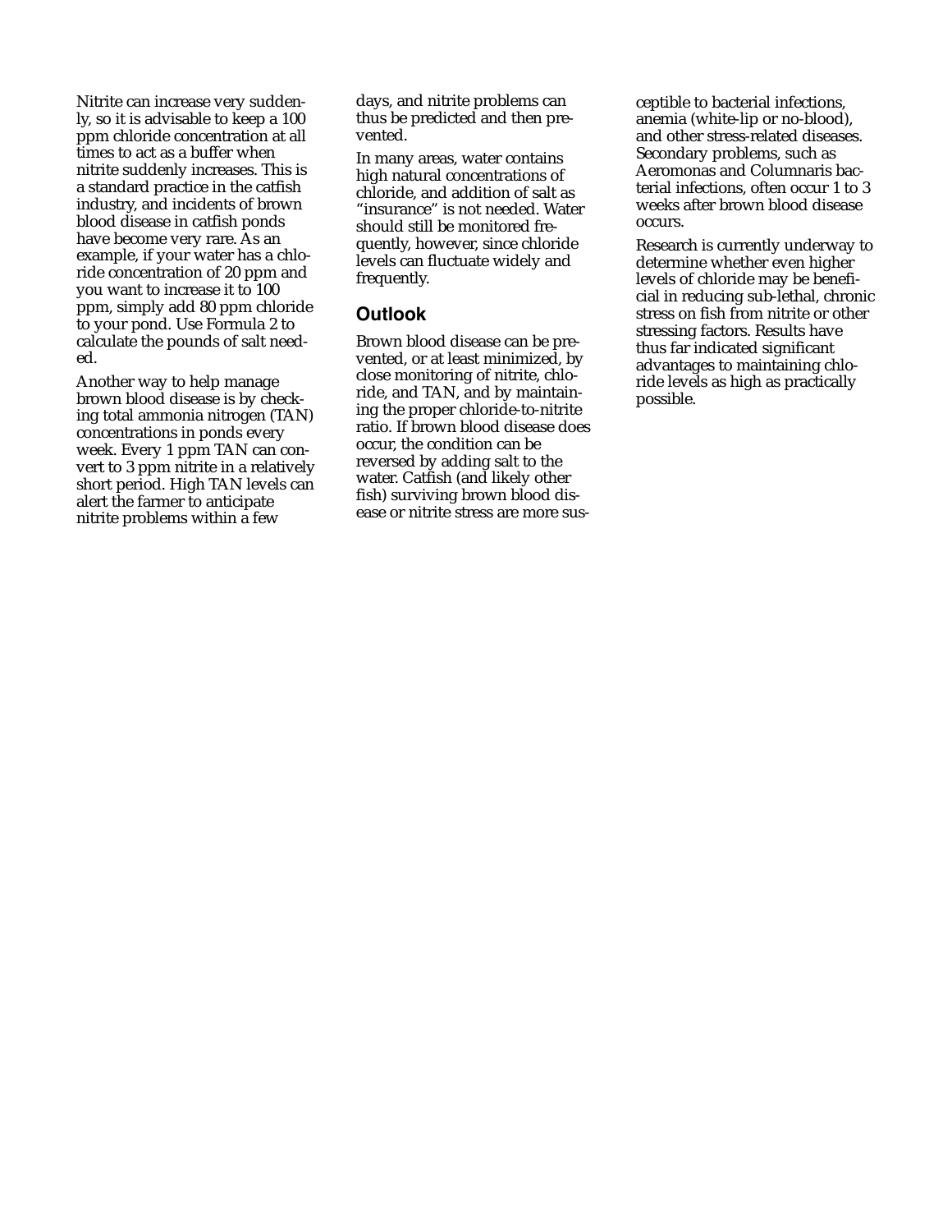Nitrite can increase very suddenly, so it is advisable to keep a 100 ppm chloride concentration at all times to act as a buffer when nitrite suddenly increases. This is a standard practice in the catfish industry, and incidents of brown blood disease in catfish ponds have become very rare. As an example, if your water has a chloride concentration of 20 ppm and you want to increase it to 100 ppm, simply add 80 ppm chloride to your pond. Use Formula 2 to calculate the pounds of salt needed.

Another way to help manage brown blood disease is by checking total ammonia nitrogen (TAN) concentrations in ponds every week. Every 1 ppm TAN can convert to 3 ppm nitrite in a relatively short period. High TAN levels can alert the farmer to anticipate nitrite problems within a few days, and nitrite problems can thus be predicted and then prevented.

In many areas, water contains high natural concentrations of chloride, and addition of salt as "insurance" is not needed. Water should still be monitored frequently, however, since chloride levels can fluctuate widely and frequently.

## Outlook

Brown blood disease can be prevented, or at least minimized, by close monitoring of nitrite, chloride, and TAN, and by maintaining the proper chloride-to-nitrite ratio. If brown blood disease does occur, the condition can be reversed by adding salt to the water. Catfish (and likely other fish) surviving brown blood disease or nitrite stress are more susceptible to bacterial infections, anemia (white-lip or no-blood), and other stress-related diseases. Secondary problems, such as Aeromonas and Columnaris bacterial infections, often occur 1 to 3 weeks after brown blood disease occurs.

Research is currently underway to determine whether even higher levels of chloride may be beneficial in reducing sub-lethal, chronic stress on fish from nitrite or other stressing factors. Results have thus far indicated significant advantages to maintaining chloride levels as high as practically possible.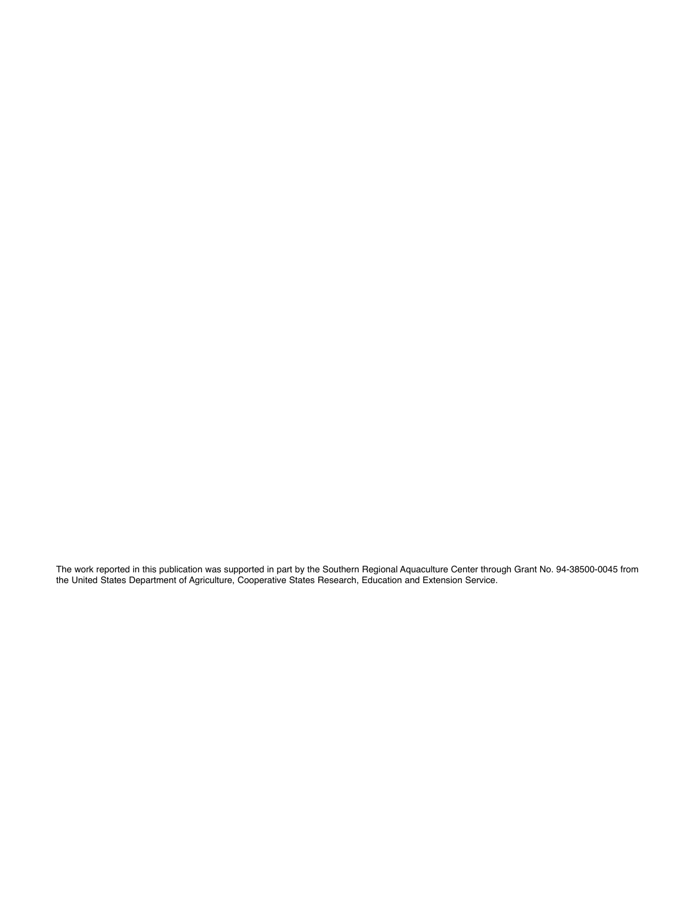The work reported in this publication was supported in part by the Southern Regional Aquaculture Center through Grant No. 94-38500-0045 from the United States Department of Agriculture, Cooperative States Research, Education and Extension Service.